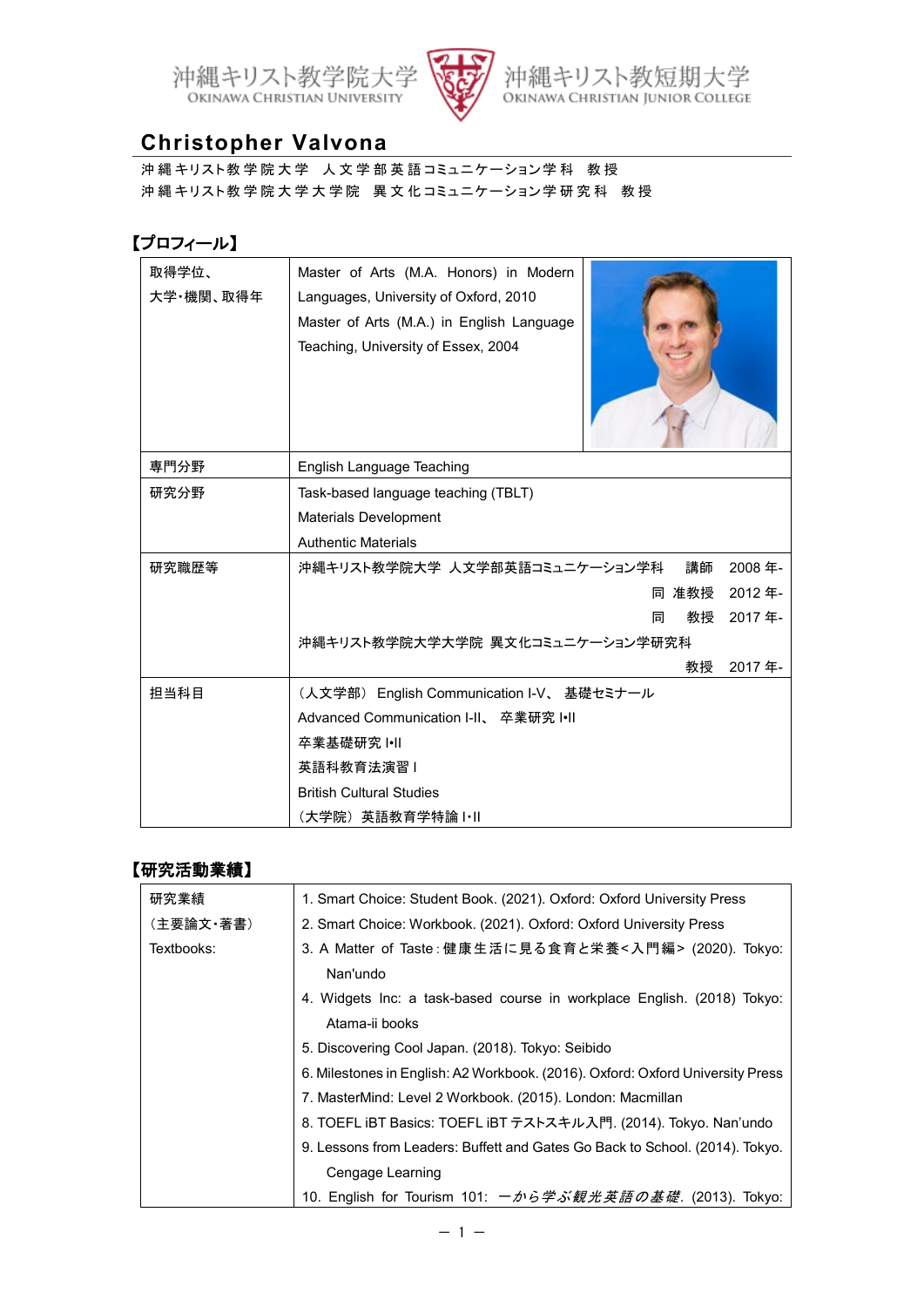沖縄キリスト教学院大学 OKINAWA CHRISTIAN UNIVERSITY　沖縄キリスト教短期大学 OKINAWA CHRISTIAN JUNIOR COLLEGE

# Christopher Valvona

沖縄キリスト教学院大学　人文学部英語コミュニケーション学科　教授
沖縄キリスト教学院大学大学院　異文化コミュニケーション学研究科　教授

## 【プロフィール】

| | |
|---|---|
| 取得学位、大学・機関、取得年 | Master of Arts (M.A. Honors) in Modern Languages, University of Oxford, 2010<br>Master of Arts (M.A.) in English Language Teaching, University of Essex, 2004 |
| 専門分野 | English Language Teaching |
| 研究分野 | Task-based language teaching (TBLT)<br>Materials Development<br>Authentic Materials |
| 研究職歴等 | 沖縄キリスト教学院大学 人文学部英語コミュニケーション学科　講師　2008 年-<br>同 准教授　2012 年-<br>同　教授　2017 年-<br>沖縄キリスト教学院大学大学院 異文化コミュニケーション学研究科<br>教授　2017 年- |
| 担当科目 | （人文学部） English Communication I-V、 基礎セミナール<br>Advanced Communication I-II、 卒業研究 I•II<br>卒業基礎研究 I•II<br>英語科教育法演習 I<br>British Cultural Studies<br>（大学院） 英語教育学特論 I•II |

## 【研究活動業績】

| | |
|---|---|
| 研究業績<br>（主要論文・著書）<br>Textbooks: | 1. Smart Choice: Student Book. (2021). Oxford: Oxford University Press<br>2. Smart Choice: Workbook. (2021). Oxford: Oxford University Press<br>3. A Matter of Taste：健康生活に見る食育と栄養<入門編> (2020). Tokyo: Nan'undo<br>4. Widgets Inc: a task-based course in workplace English. (2018) Tokyo: Atama-ii books<br>5. Discovering Cool Japan. (2018). Tokyo: Seibido<br>6. Milestones in English: A2 Workbook. (2016). Oxford: Oxford University Press<br>7. MasterMind: Level 2 Workbook. (2015). London: Macmillan<br>8. TOEFL iBT Basics: TOEFL iBT テストスキル入門. (2014). Tokyo. Nan'undo<br>9. Lessons from Leaders: Buffett and Gates Go Back to School. (2014). Tokyo. Cengage Learning<br>10. English for Tourism 101: *一から学ぶ観光英語の基礎*. (2013). Tokyo: |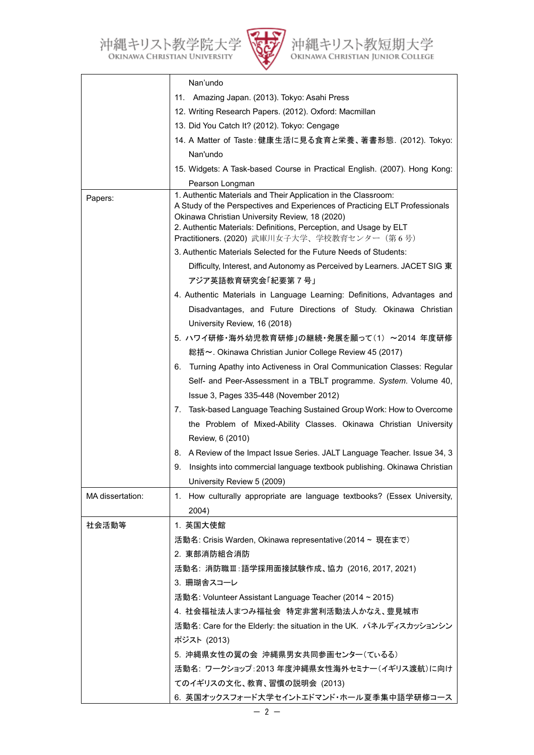| | |
|---|---|
| | Nan'undo<br>11. Amazing Japan. (2013). Tokyo: Asahi Press<br>12. Writing Research Papers. (2012). Oxford: Macmillan<br>13. Did You Catch It? (2012). Tokyo: Cengage<br>14. A Matter of Taste：健康生活に見る食育と栄養、著書形態. (2012). Tokyo: Nan'undo<br>15. Widgets: A Task-based Course in Practical English. (2007). Hong Kong: Pearson Longman |
| Papers: | 1. Authentic Materials and Their Application in the Classroom: A Study of the Perspectives and Experiences of Practicing ELT Professionals Okinawa Christian University Review, 18 (2020)<br>2. Authentic Materials: Definitions, Perception, and Usage by ELT Practitioners. (2020) 武庫川女子大学、学校教育センター（第 6 号）<br>3. Authentic Materials Selected for the Future Needs of Students: Difficulty, Interest, and Autonomy as Perceived by Learners. JACET SIG 東アジア英語教育研究会「紀要第 7 号」<br>4. Authentic Materials in Language Learning: Definitions, Advantages and Disadvantages, and Future Directions of Study. Okinawa Christian University Review, 16 (2018)<br>5. ハワイ研修・海外幼児教育研修」の継続・発展を願って(1) ～2014 年度研修総括～. Okinawa Christian Junior College Review 45 (2017)<br>6. Turning Apathy into Activeness in Oral Communication Classes: Regular Self- and Peer-Assessment in a TBLT programme. *System*. Volume 40, Issue 3, Pages 335-448 (November 2012)<br>7. Task-based Language Teaching Sustained Group Work: How to Overcome the Problem of Mixed-Ability Classes. Okinawa Christian University Review, 6 (2010)<br>8. A Review of the Impact Issue Series. JALT Language Teacher. Issue 34, 3<br>9. Insights into commercial language textbook publishing. Okinawa Christian University Review 5 (2009) |
| MA dissertation: | 1. How culturally appropriate are language textbooks? (Essex University, 2004) |
| 社会活動等 | 1. 英国大使館<br>活動名: Crisis Warden, Okinawa representative（2014 ~ 現在まで）<br>2. 東部消防組合消防<br>活動名: 消防職Ⅲ：語学採用面接試験作成、協力 (2016, 2017, 2021)<br>3. 珊瑚舎スコーレ<br>活動名: Volunteer Assistant Language Teacher (2014 ~ 2015)<br>4. 社会福祉法人まつみ福祉会 特定非営利活動法人かなえ、豊見城市<br>活動名: Care for the Elderly: the situation in the UK. パネルディスカッションシンポジスト (2013)<br>5. 沖縄県女性の翼の会 沖縄県男女共同参画センター（ているる）<br>活動名: ワークショップ：2013 年度沖縄県女性海外セミナー（イギリス渡航）に向けてのイギリスの文化、教育、習慣の説明会 (2013)<br>6. 英国オックスフォード大学セイントエドマンド・ホール夏季集中語学研修コース |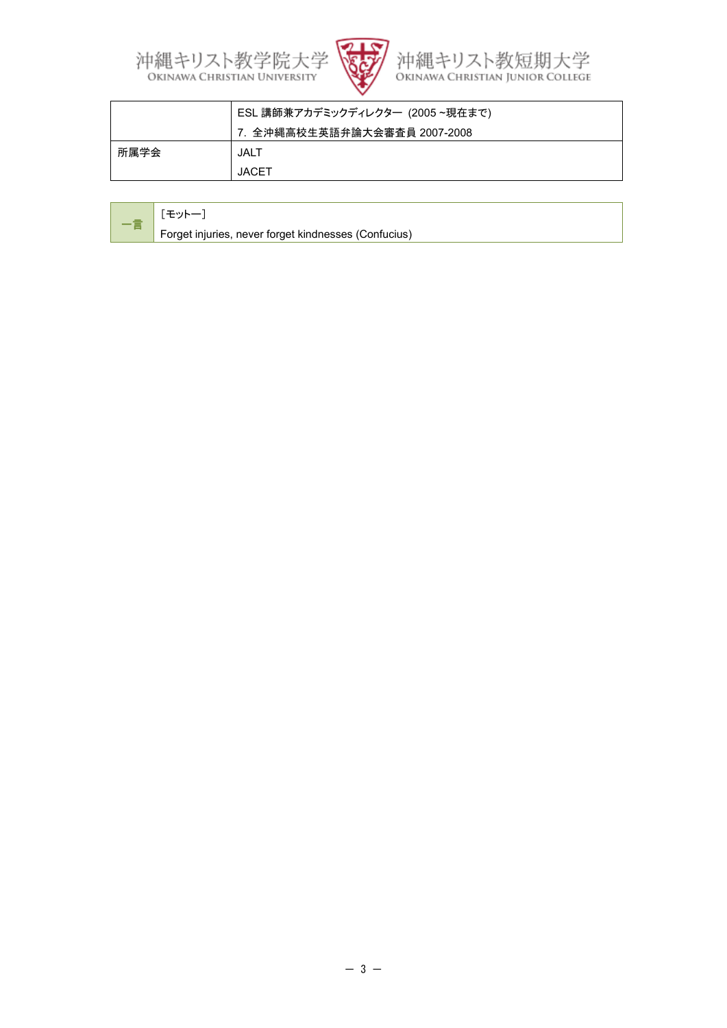| | |
|---|---|
| | ESL 講師兼アカデミックディレクター (2005 ~現在まで)<br>7. 全沖縄高校生英語弁論大会審査員 2007-2008 |
| 所属学会 | JALT<br>JACET |

| | |
|---|---|
| 一言 | ［モットー］<br>Forget injuries, never forget kindnesses (Confucius) |